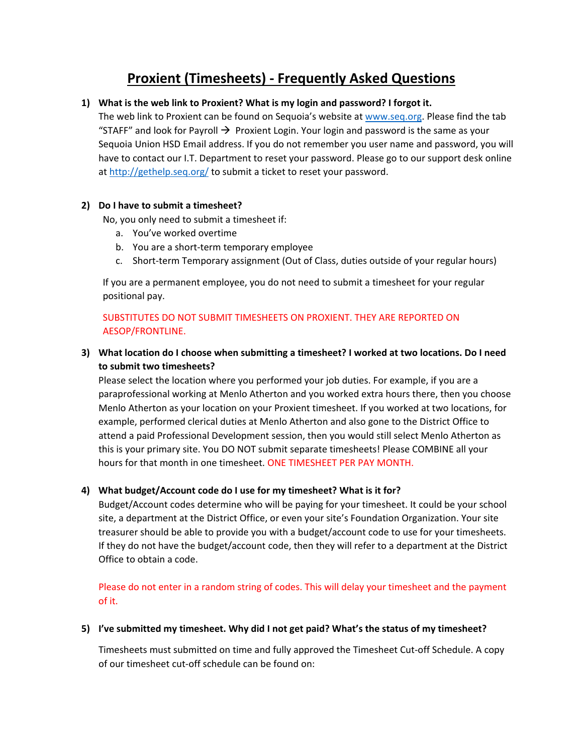# Proxient (Timesheets) - Frequently Asked Questions

1) **What is the web link to Proxient? What is my login and password? I forgot it.**
   The web link to Proxient can be found on Sequoia's website at [www.seq.org](http://www.seq.org). Please find the tab "STAFF" and look for Payroll → Proxient Login. Your login and password is the same as your Sequoia Union HSD Email address. If you do not remember you user name and password, you will have to contact our I.T. Department to reset your password. Please go to our support desk online at [http://gethelp.seq.org/](http://gethelp.seq.org/) to submit a ticket to reset your password.

2) **Do I have to submit a timesheet?**
   No, you only need to submit a timesheet if:
   a. You've worked overtime
   b. You are a short-term temporary employee
   c. Short-term Temporary assignment (Out of Class, duties outside of your regular hours)

   If you are a permanent employee, you do not need to submit a timesheet for your regular positional pay.

   SUBSTITUTES DO NOT SUBMIT TIMESHEETS ON PROXIENT. THEY ARE REPORTED ON AESOP/FRONTLINE.

3) **What location do I choose when submitting a timesheet? I worked at two locations. Do I need to submit two timesheets?**
   Please select the location where you performed your job duties. For example, if you are a paraprofessional working at Menlo Atherton and you worked extra hours there, then you choose Menlo Atherton as your location on your Proxient timesheet. If you worked at two locations, for example, performed clerical duties at Menlo Atherton and also gone to the District Office to attend a paid Professional Development session, then you would still select Menlo Atherton as this is your primary site. You DO NOT submit separate timesheets! Please COMBINE all your hours for that month in one timesheet. ONE TIMESHEET PER PAY MONTH.

4) **What budget/Account code do I use for my timesheet? What is it for?**
   Budget/Account codes determine who will be paying for your timesheet. It could be your school site, a department at the District Office, or even your site's Foundation Organization. Your site treasurer should be able to provide you with a budget/account code to use for your timesheets. If they do not have the budget/account code, then they will refer to a department at the District Office to obtain a code.

   Please do not enter in a random string of codes. This will delay your timesheet and the payment of it.

5) **I've submitted my timesheet. Why did I not get paid? What's the status of my timesheet?**

   Timesheets must submitted on time and fully approved the Timesheet Cut-off Schedule. A copy of our timesheet cut-off schedule can be found on: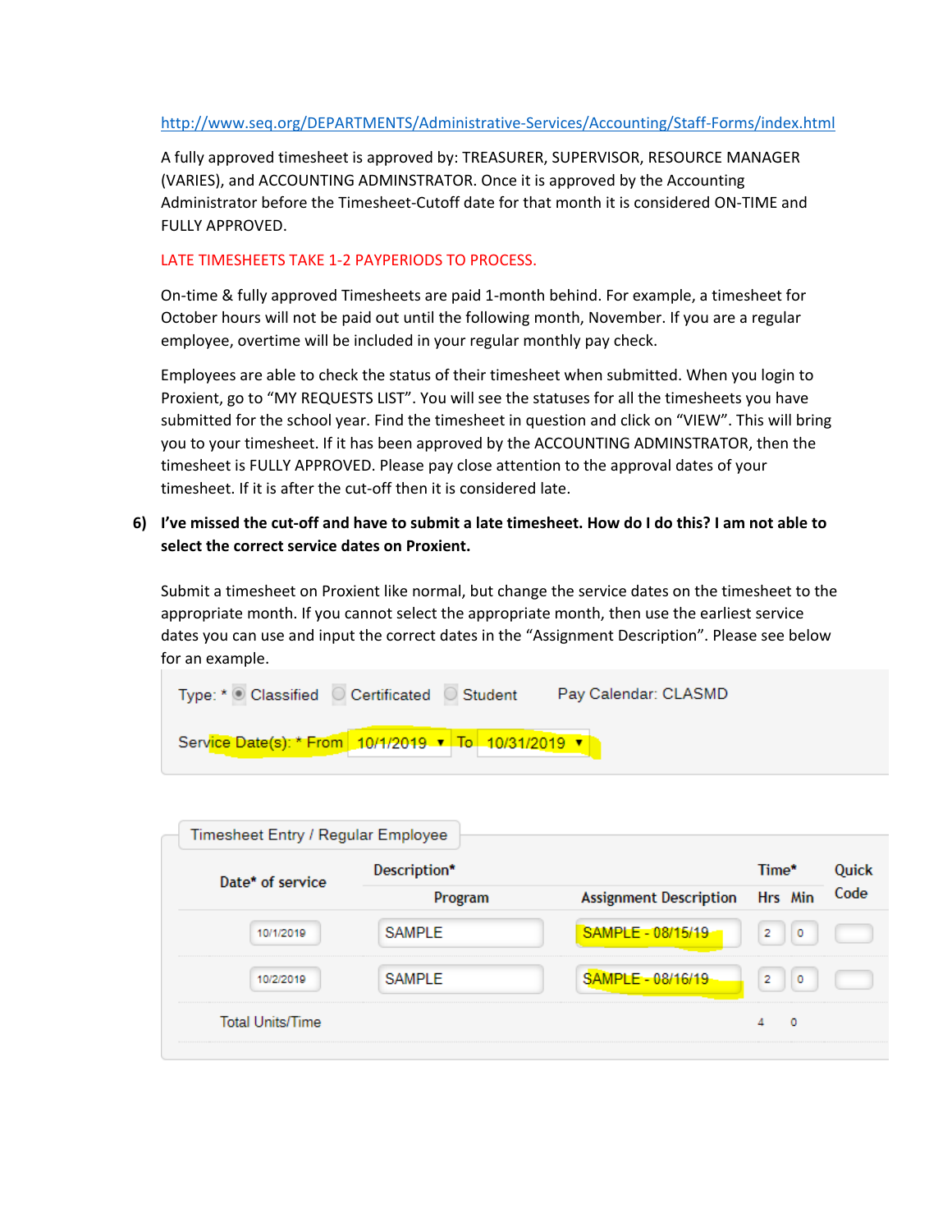http://www.seq.org/DEPARTMENTS/Administrative-Services/Accounting/Staff-Forms/index.html

A fully approved timesheet is approved by: TREASURER, SUPERVISOR, RESOURCE MANAGER (VARIES), and ACCOUNTING ADMINSTRATOR. Once it is approved by the Accounting Administrator before the Timesheet-Cutoff date for that month it is considered ON-TIME and FULLY APPROVED.

LATE TIMESHEETS TAKE 1-2 PAYPERIODS TO PROCESS.

On-time & fully approved Timesheets are paid 1-month behind. For example, a timesheet for October hours will not be paid out until the following month, November. If you are a regular employee, overtime will be included in your regular monthly pay check.

Employees are able to check the status of their timesheet when submitted. When you login to Proxient, go to "MY REQUESTS LIST". You will see the statuses for all the timesheets you have submitted for the school year. Find the timesheet in question and click on "VIEW". This will bring you to your timesheet. If it has been approved by the ACCOUNTING ADMINSTRATOR, then the timesheet is FULLY APPROVED. Please pay close attention to the approval dates of your timesheet. If it is after the cut-off then it is considered late.

6) **I've missed the cut-off and have to submit a late timesheet. How do I do this? I am not able to select the correct service dates on Proxient.**

Submit a timesheet on Proxient like normal, but change the service dates on the timesheet to the appropriate month. If you cannot select the appropriate month, then use the earliest service dates you can use and input the correct dates in the "Assignment Description". Please see below for an example.

Type: * Classified Certificated Student    Pay Calendar: CLASMD

Service Date(s): * From 10/1/2019 To 10/31/2019

Timesheet Entry / Regular Employee

| Date* of service | Description* Program | Assignment Description | Time* Hrs | Min | Quick Code |
|---|---|---|---|---|---|
| 10/1/2019 | SAMPLE | SAMPLE - 08/15/19 | 2 | 0 | |
| 10/2/2019 | SAMPLE | SAMPLE - 08/16/19 | 2 | 0 | |
| Total Units/Time | | | 4 | 0 | |